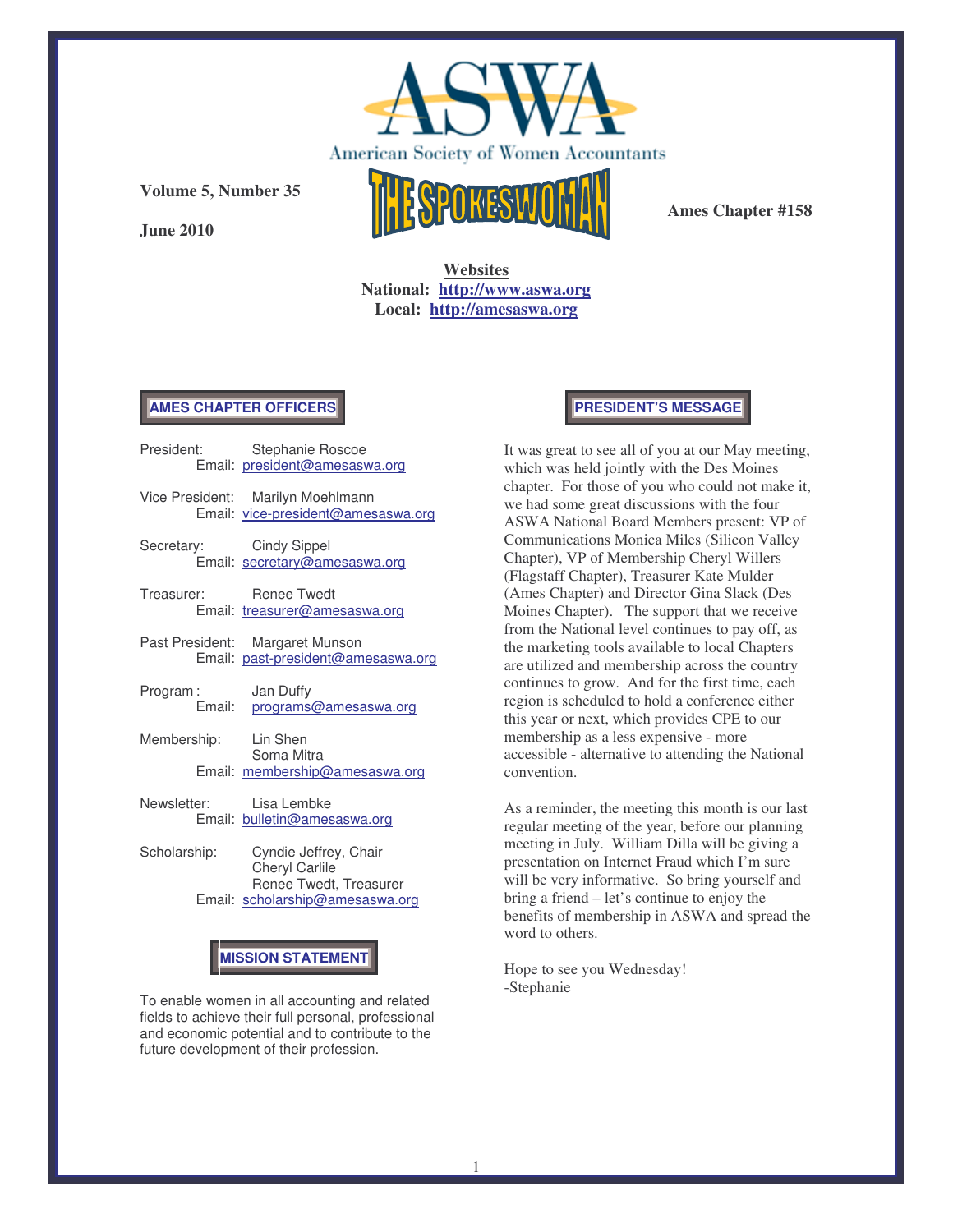# ASWA

American Society of Women Accountants

**Volume 5, Number 35**

**June 2010**

# THE SPOKESWOMAN

**Ames Chapter #158**

**Websites**
**National: http://www.aswa.org**
**Local: http://amesaswa.org**

## AMES CHAPTER OFFICERS

President: Stephanie Roscoe
Email: president@amesaswa.org

Vice President: Marilyn Moehlmann
Email: vice-president@amesaswa.org

Secretary: Cindy Sippel
Email: secretary@amesaswa.org

Treasurer: Renee Twedt
Email: treasurer@amesaswa.org

Past President: Margaret Munson
Email: past-president@amesaswa.org

Program: Jan Duffy
Email: programs@amesaswa.org

Membership: Lin Shen
Soma Mitra
Email: membership@amesaswa.org

Newsletter: Lisa Lembke
Email: bulletin@amesaswa.org

Scholarship: Cyndie Jeffrey, Chair
Cheryl Carlile
Renee Twedt, Treasurer
Email: scholarship@amesaswa.org

## MISSION STATEMENT

To enable women in all accounting and related fields to achieve their full personal, professional and economic potential and to contribute to the future development of their profession.

## PRESIDENT'S MESSAGE

It was great to see all of you at our May meeting, which was held jointly with the Des Moines chapter. For those of you who could not make it, we had some great discussions with the four ASWA National Board Members present: VP of Communications Monica Miles (Silicon Valley Chapter), VP of Membership Cheryl Willers (Flagstaff Chapter), Treasurer Kate Mulder (Ames Chapter) and Director Gina Slack (Des Moines Chapter). The support that we receive from the National level continues to pay off, as the marketing tools available to local Chapters are utilized and membership across the country continues to grow. And for the first time, each region is scheduled to hold a conference either this year or next, which provides CPE to our membership as a less expensive - more accessible - alternative to attending the National convention.

As a reminder, the meeting this month is our last regular meeting of the year, before our planning meeting in July. William Dilla will be giving a presentation on Internet Fraud which I'm sure will be very informative. So bring yourself and bring a friend – let's continue to enjoy the benefits of membership in ASWA and spread the word to others.

Hope to see you Wednesday!
-Stephanie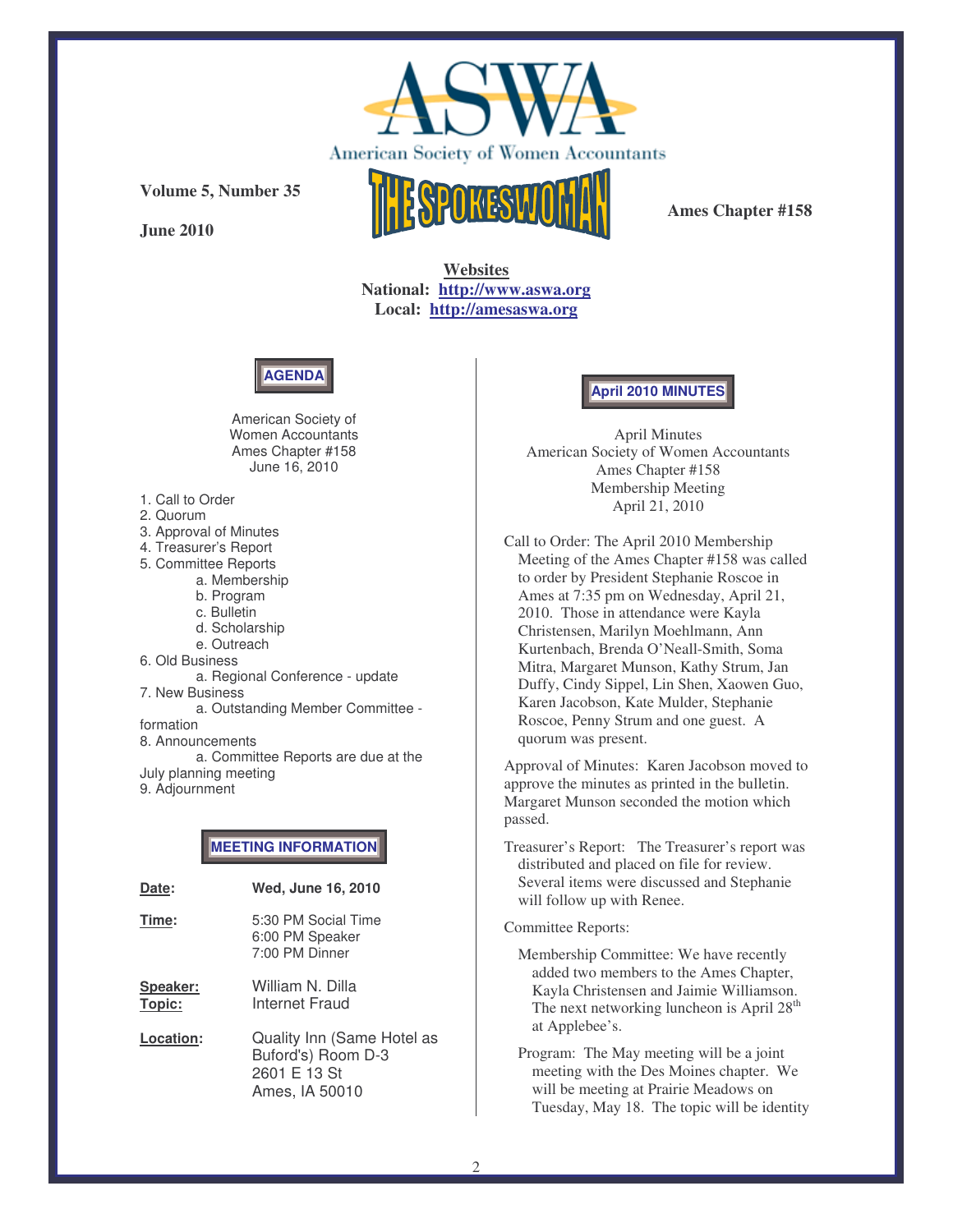American Society of Women Accountants

**Volume 5, Number 35**

**June 2010**

# THE SPOKESWOMAN

**Ames Chapter #158**

**Websites**
**National: http://www.aswa.org**
**Local: http://amesaswa.org**

## AGENDA

American Society of
Women Accountants
Ames Chapter #158
June 16, 2010

1. Call to Order
2. Quorum
3. Approval of Minutes
4. Treasurer's Report
5. Committee Reports
   a. Membership
   b. Program
   c. Bulletin
   d. Scholarship
   e. Outreach
6. Old Business
   a. Regional Conference - update
7. New Business
   a. Outstanding Member Committee - formation
8. Announcements
   a. Committee Reports are due at the July planning meeting
9. Adjournment

## MEETING INFORMATION

| | |
|---|---|
| **Date:** | **Wed, June 16, 2010** |
| **Time:** | 5:30 PM Social Time<br>6:00 PM Speaker<br>7:00 PM Dinner |
| **Speaker:**<br>**Topic:** | William N. Dilla<br>Internet Fraud |
| **Location:** | Quality Inn (Same Hotel as Buford's) Room D-3<br>2601 E 13 St<br>Ames, IA 50010 |

## April 2010 MINUTES

April Minutes
American Society of Women Accountants
Ames Chapter #158
Membership Meeting
April 21, 2010

Call to Order: The April 2010 Membership Meeting of the Ames Chapter #158 was called to order by President Stephanie Roscoe in Ames at 7:35 pm on Wednesday, April 21, 2010. Those in attendance were Kayla Christensen, Marilyn Moehlmann, Ann Kurtenbach, Brenda O'Neall-Smith, Soma Mitra, Margaret Munson, Kathy Strum, Jan Duffy, Cindy Sippel, Lin Shen, Xaowen Guo, Karen Jacobson, Kate Mulder, Stephanie Roscoe, Penny Strum and one guest. A quorum was present.

Approval of Minutes: Karen Jacobson moved to approve the minutes as printed in the bulletin. Margaret Munson seconded the motion which passed.

Treasurer's Report: The Treasurer's report was distributed and placed on file for review. Several items were discussed and Stephanie will follow up with Renee.

Committee Reports:

Membership Committee: We have recently added two members to the Ames Chapter, Kayla Christensen and Jaimie Williamson. The next networking luncheon is April 28th at Applebee's.

Program: The May meeting will be a joint meeting with the Des Moines chapter. We will be meeting at Prairie Meadows on Tuesday, May 18. The topic will be identity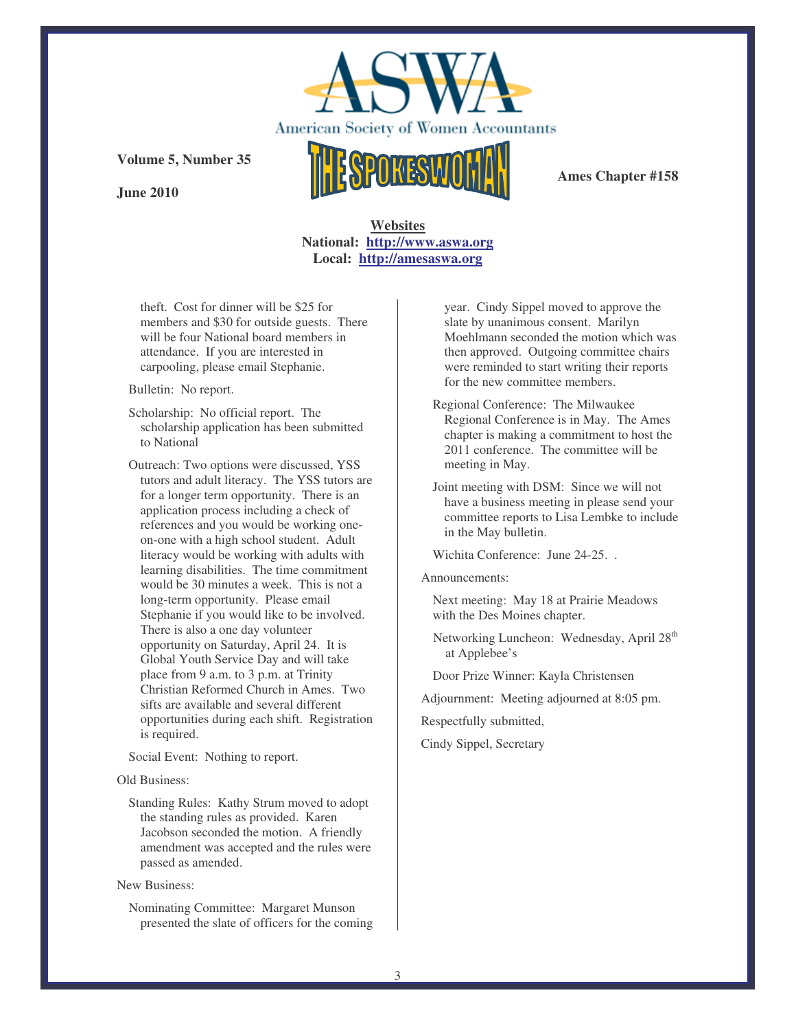theft. Cost for dinner will be $25 for members and $30 for outside guests. There will be four National board members in attendance. If you are interested in carpooling, please email Stephanie.

Bulletin: No report.

Scholarship: No official report. The scholarship application has been submitted to National

Outreach: Two options were discussed, YSS tutors and adult literacy. The YSS tutors are for a longer term opportunity. There is an application process including a check of references and you would be working one-on-one with a high school student. Adult literacy would be working with adults with learning disabilities. The time commitment would be 30 minutes a week. This is not a long-term opportunity. Please email Stephanie if you would like to be involved. There is also a one day volunteer opportunity on Saturday, April 24. It is Global Youth Service Day and will take place from 9 a.m. to 3 p.m. at Trinity Christian Reformed Church in Ames. Two sifts are available and several different opportunities during each shift. Registration is required.

Social Event: Nothing to report.

Old Business:

Standing Rules: Kathy Strum moved to adopt the standing rules as provided. Karen Jacobson seconded the motion. A friendly amendment was accepted and the rules were passed as amended.

New Business:

Nominating Committee: Margaret Munson presented the slate of officers for the coming year. Cindy Sippel moved to approve the slate by unanimous consent. Marilyn Moehlmann seconded the motion which was then approved. Outgoing committee chairs were reminded to start writing their reports for the new committee members.

Regional Conference: The Milwaukee Regional Conference is in May. The Ames chapter is making a commitment to host the 2011 conference. The committee will be meeting in May.

Joint meeting with DSM: Since we will not have a business meeting in please send your committee reports to Lisa Lembke to include in the May bulletin.

Wichita Conference: June 24-25. .

Announcements:

Next meeting: May 18 at Prairie Meadows with the Des Moines chapter.

Networking Luncheon: Wednesday, April 28th at Applebee's

Door Prize Winner: Kayla Christensen

Adjournment: Meeting adjourned at 8:05 pm.

Respectfully submitted,

Cindy Sippel, Secretary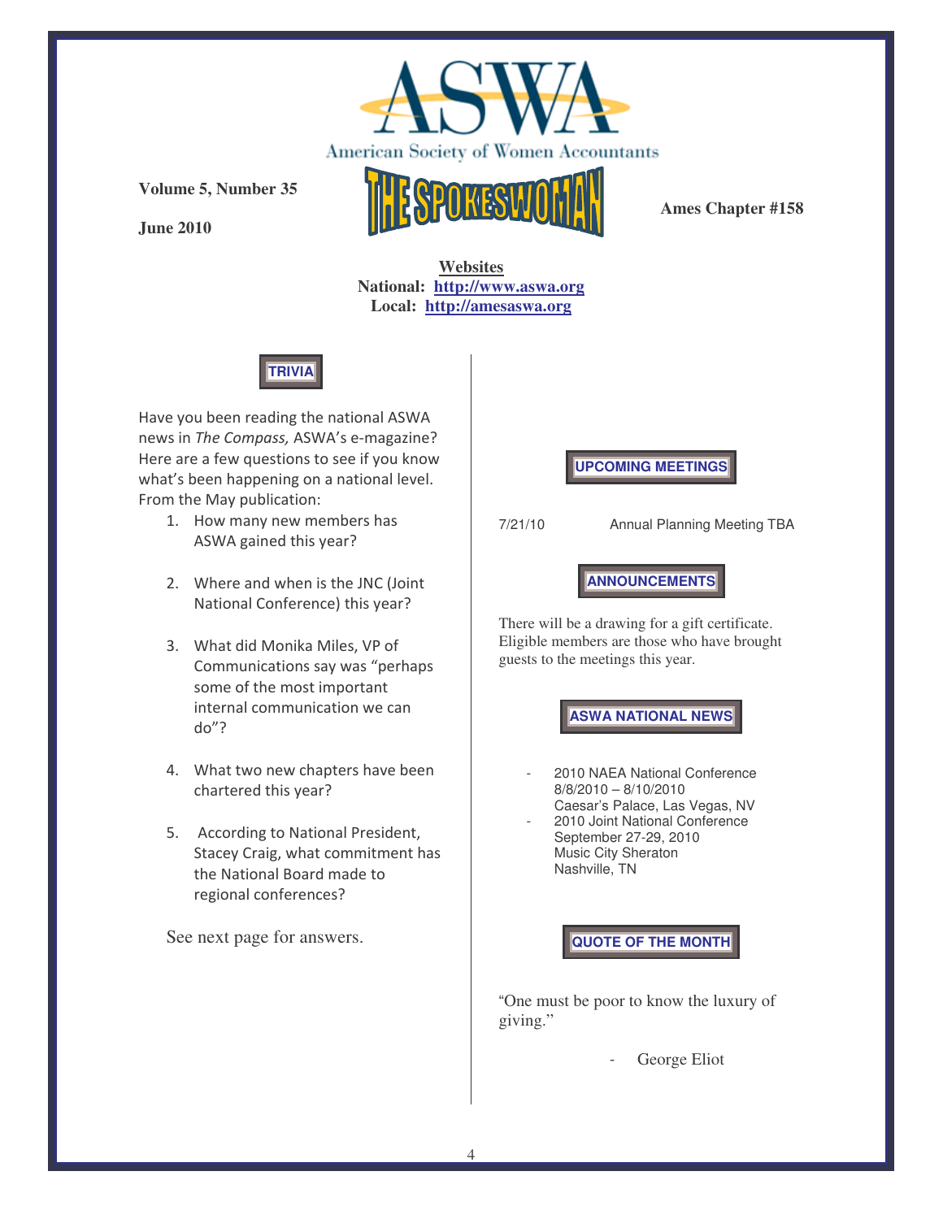# ASWA

American Society of Women Accountants

**Volume 5, Number 35**

**June 2010**

# THE SPOKESWOMAN

**Ames Chapter #158**

**Websites**
**National: http://www.aswa.org**
**Local: http://amesaswa.org**

## TRIVIA

Have you been reading the national ASWA news in *The Compass,* ASWA's e-magazine? Here are a few questions to see if you know what's been happening on a national level. From the May publication:

1. How many new members has ASWA gained this year?
2. Where and when is the JNC (Joint National Conference) this year?
3. What did Monika Miles, VP of Communications say was "perhaps some of the most important internal communication we can do"?
4. What two new chapters have been chartered this year?
5. According to National President, Stacey Craig, what commitment has the National Board made to regional conferences?

See next page for answers.

## UPCOMING MEETINGS

7/21/10 Annual Planning Meeting TBA

## ANNOUNCEMENTS

There will be a drawing for a gift certificate. Eligible members are those who have brought guests to the meetings this year.

## ASWA NATIONAL NEWS

- 2010 NAEA National Conference
  8/8/2010 – 8/10/2010
  Caesar's Palace, Las Vegas, NV
- 2010 Joint National Conference
  September 27-29, 2010
  Music City Sheraton
  Nashville, TN

## QUOTE OF THE MONTH

"One must be poor to know the luxury of giving."

- George Eliot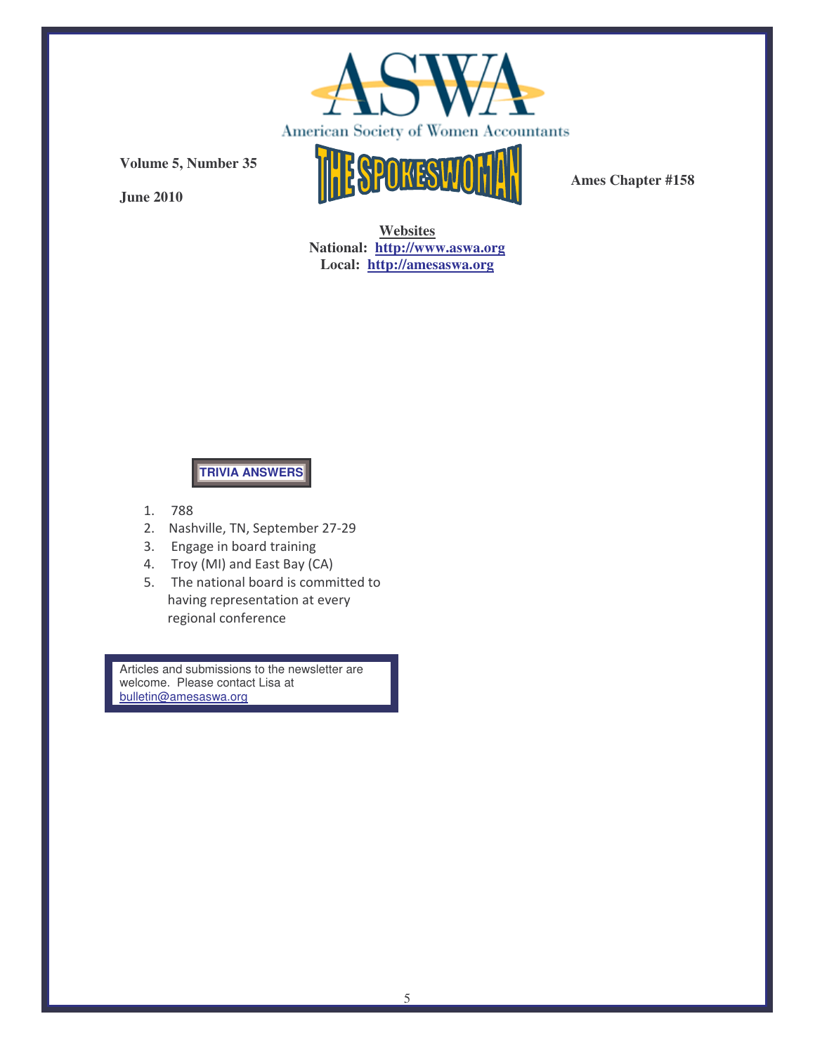American Society of Women Accountants

**Volume 5, Number 35**

**June 2010**

# THE SPOKESWOMAN

**Ames Chapter #158**

**Websites**
**National: http://www.aswa.org**
**Local: http://amesaswa.org**

**TRIVIA ANSWERS**

1. 788
2. Nashville, TN, September 27-29
3. Engage in board training
4. Troy (MI) and East Bay (CA)
5. The national board is committed to having representation at every regional conference

Articles and submissions to the newsletter are welcome. Please contact Lisa at bulletin@amesaswa.org